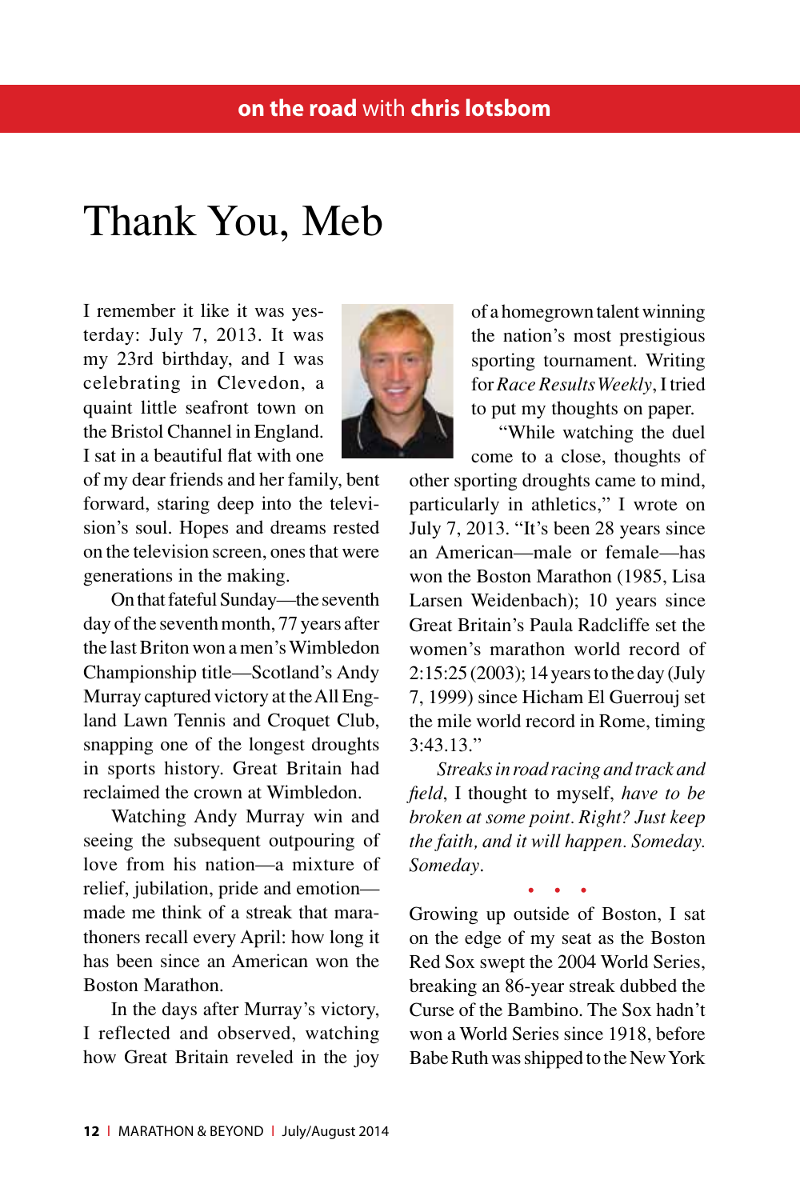**on the road** with **chris lotsbom**

# Thank You, Meb

I remember it like it was yesterday: July 7, 2013. It was my 23rd birthday, and I was celebrating in Clevedon, a quaint little seafront town on the Bristol Channel in England. I sat in a beautiful flat with one of my dear friends and her family, bent forward, staring deep into the television's soul. Hopes and dreams rested on the television screen, ones that were generations in the making.

On that fateful Sunday—the seventh day of the seventh month, 77 years after the last Briton won a men's Wimbledon Championship title—Scotland's Andy Murray captured victory at the All England Lawn Tennis and Croquet Club, snapping one of the longest droughts in sports history. Great Britain had reclaimed the crown at Wimbledon.

Watching Andy Murray win and seeing the subsequent outpouring of love from his nation—a mixture of relief, jubilation, pride and emotion—made me think of a streak that marathoners recall every April: how long it has been since an American won the Boston Marathon.

In the days after Murray's victory, I reflected and observed, watching how Great Britain reveled in the joy of a homegrown talent winning the nation's most prestigious sporting tournament. Writing for *Race Results Weekly*, I tried to put my thoughts on paper.

"While watching the duel come to a close, thoughts of other sporting droughts came to mind, particularly in athletics," I wrote on July 7, 2013. "It's been 28 years since an American—male or female—has won the Boston Marathon (1985, Lisa Larsen Weidenbach); 10 years since Great Britain's Paula Radcliffe set the women's marathon world record of 2:15:25 (2003); 14 years to the day (July 7, 1999) since Hicham El Guerrouj set the mile world record in Rome, timing 3:43.13."

*Streaks in road racing and track and field*, I thought to myself, *have to be broken at some point. Right? Just keep the faith, and it will happen. Someday. Someday*.

• • •

Growing up outside of Boston, I sat on the edge of my seat as the Boston Red Sox swept the 2004 World Series, breaking an 86-year streak dubbed the Curse of the Bambino. The Sox hadn't won a World Series since 1918, before Babe Ruth was shipped to the New York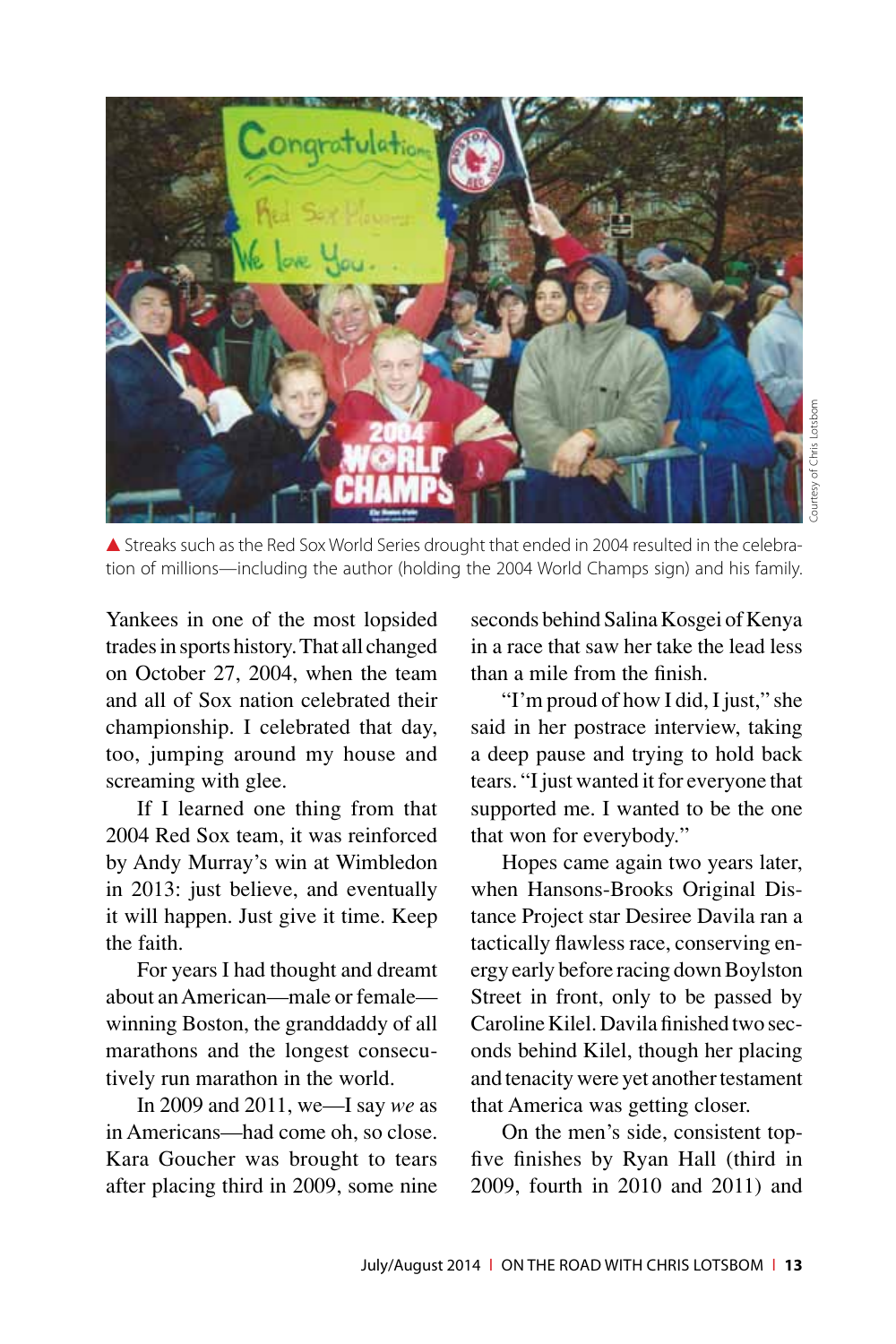▲ Streaks such as the Red Sox World Series drought that ended in 2004 resulted in the celebration of millions—including the author (holding the 2004 World Champs sign) and his family.

Yankees in one of the most lopsided trades in sports history. That all changed on October 27, 2004, when the team and all of Sox nation celebrated their championship. I celebrated that day, too, jumping around my house and screaming with glee.

If I learned one thing from that 2004 Red Sox team, it was reinforced by Andy Murray's win at Wimbledon in 2013: just believe, and eventually it will happen. Just give it time. Keep the faith.

For years I had thought and dreamt about an American—male or female—winning Boston, the granddaddy of all marathons and the longest consecutively run marathon in the world.

In 2009 and 2011, we—I say *we* as in Americans—had come oh, so close. Kara Goucher was brought to tears after placing third in 2009, some nine seconds behind Salina Kosgei of Kenya in a race that saw her take the lead less than a mile from the finish.

"I'm proud of how I did, I just," she said in her postrace interview, taking a deep pause and trying to hold back tears. "I just wanted it for everyone that supported me. I wanted to be the one that won for everybody."

Hopes came again two years later, when Hansons-Brooks Original Distance Project star Desiree Davila ran a tactically flawless race, conserving energy early before racing down Boylston Street in front, only to be passed by Caroline Kilel. Davila finished two seconds behind Kilel, though her placing and tenacity were yet another testament that America was getting closer.

On the men's side, consistent top-five finishes by Ryan Hall (third in 2009, fourth in 2010 and 2011) and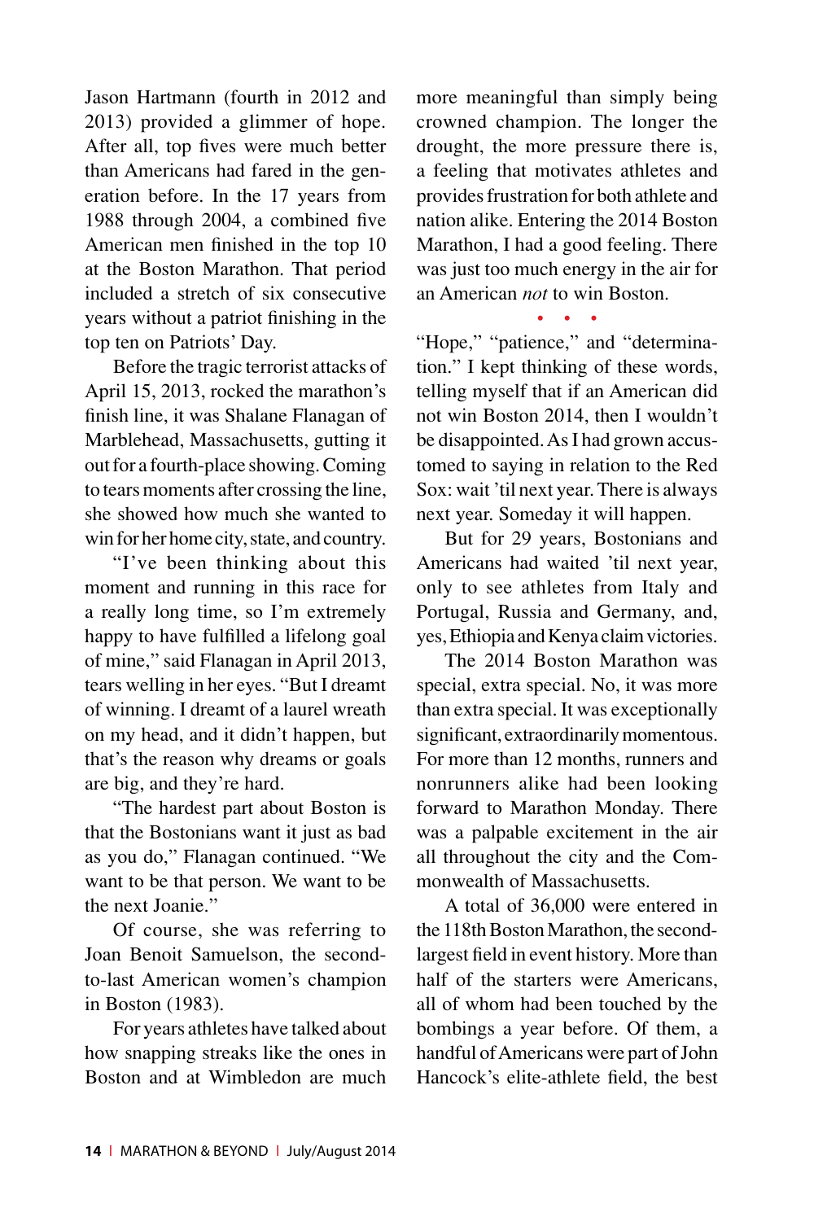Jason Hartmann (fourth in 2012 and 2013) provided a glimmer of hope. After all, top fives were much better than Americans had fared in the generation before. In the 17 years from 1988 through 2004, a combined five American men finished in the top 10 at the Boston Marathon. That period included a stretch of six consecutive years without a patriot finishing in the top ten on Patriots' Day.

Before the tragic terrorist attacks of April 15, 2013, rocked the marathon's finish line, it was Shalane Flanagan of Marblehead, Massachusetts, gutting it out for a fourth-place showing. Coming to tears moments after crossing the line, she showed how much she wanted to win for her home city, state, and country.

"I've been thinking about this moment and running in this race for a really long time, so I'm extremely happy to have fulfilled a lifelong goal of mine," said Flanagan in April 2013, tears welling in her eyes. "But I dreamt of winning. I dreamt of a laurel wreath on my head, and it didn't happen, but that's the reason why dreams or goals are big, and they're hard.

"The hardest part about Boston is that the Bostonians want it just as bad as you do," Flanagan continued. "We want to be that person. We want to be the next Joanie."

Of course, she was referring to Joan Benoit Samuelson, the second-to-last American women's champion in Boston (1983).

For years athletes have talked about how snapping streaks like the ones in Boston and at Wimbledon are much more meaningful than simply being crowned champion. The longer the drought, the more pressure there is, a feeling that motivates athletes and provides frustration for both athlete and nation alike. Entering the 2014 Boston Marathon, I had a good feeling. There was just too much energy in the air for an American *not* to win Boston.

• • •

"Hope," "patience," and "determination." I kept thinking of these words, telling myself that if an American did not win Boston 2014, then I wouldn't be disappointed. As I had grown accustomed to saying in relation to the Red Sox: wait 'til next year. There is always next year. Someday it will happen.

But for 29 years, Bostonians and Americans had waited 'til next year, only to see athletes from Italy and Portugal, Russia and Germany, and, yes, Ethiopia and Kenya claim victories.

The 2014 Boston Marathon was special, extra special. No, it was more than extra special. It was exceptionally significant, extraordinarily momentous. For more than 12 months, runners and nonrunners alike had been looking forward to Marathon Monday. There was a palpable excitement in the air all throughout the city and the Commonwealth of Massachusetts.

A total of 36,000 were entered in the 118th Boston Marathon, the second-largest field in event history. More than half of the starters were Americans, all of whom had been touched by the bombings a year before. Of them, a handful of Americans were part of John Hancock's elite-athlete field, the best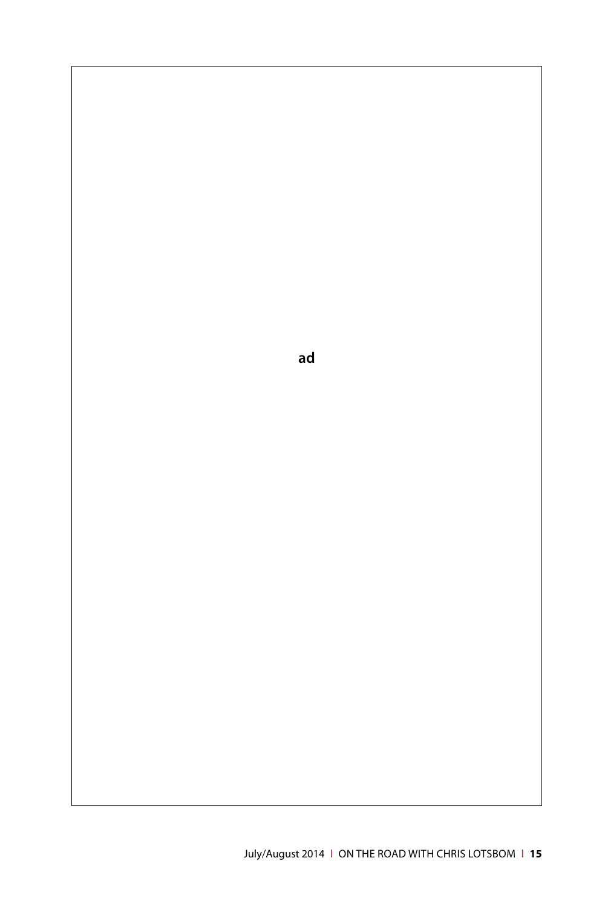ad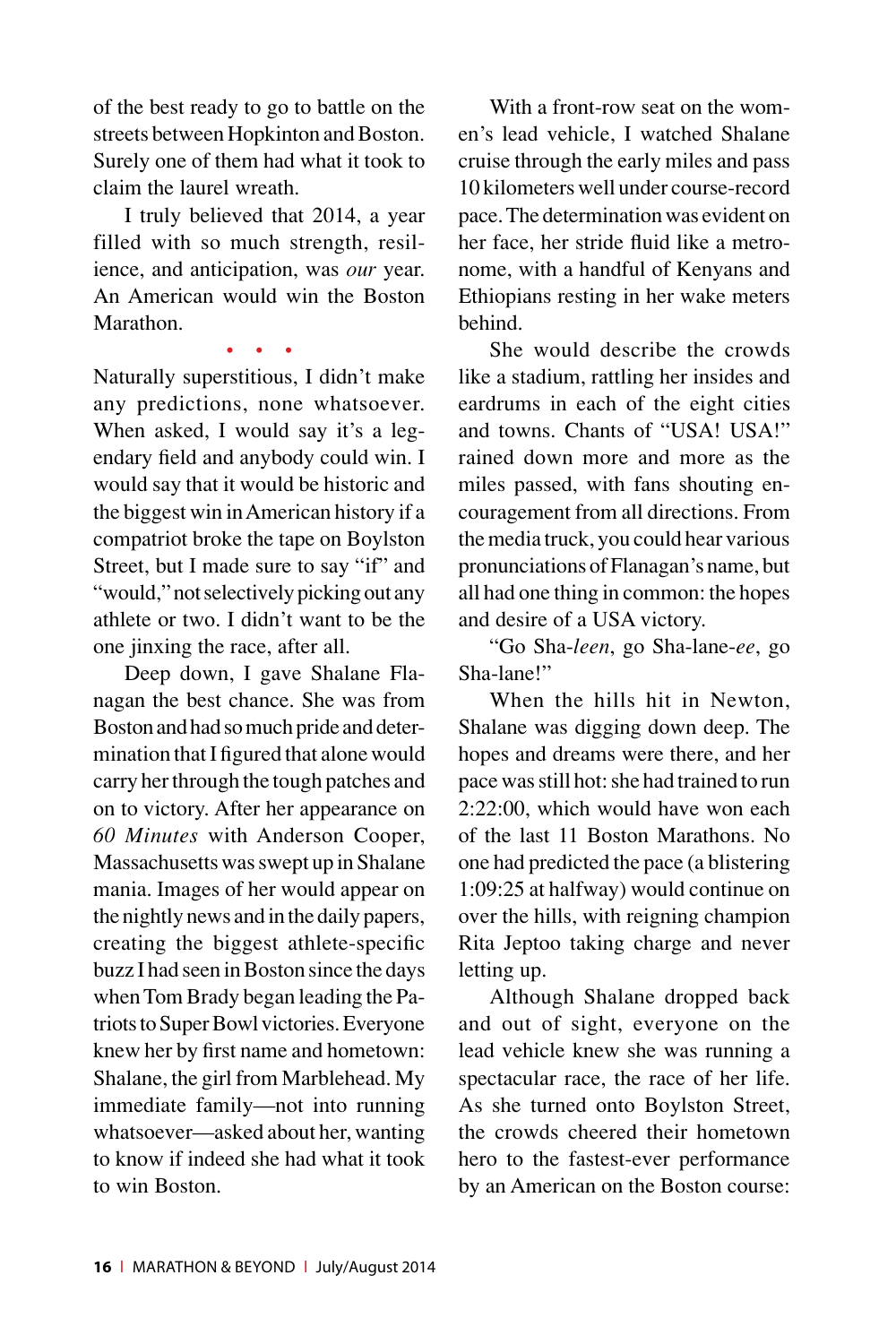of the best ready to go to battle on the streets between Hopkinton and Boston. Surely one of them had what it took to claim the laurel wreath.

I truly believed that 2014, a year filled with so much strength, resilience, and anticipation, was *our* year. An American would win the Boston Marathon.

• • •

Naturally superstitious, I didn't make any predictions, none whatsoever. When asked, I would say it's a legendary field and anybody could win. I would say that it would be historic and the biggest win in American history if a compatriot broke the tape on Boylston Street, but I made sure to say "if" and "would," not selectively picking out any athlete or two. I didn't want to be the one jinxing the race, after all.

Deep down, I gave Shalane Flanagan the best chance. She was from Boston and had so much pride and determination that I figured that alone would carry her through the tough patches and on to victory. After her appearance on *60 Minutes* with Anderson Cooper, Massachusetts was swept up in Shalane mania. Images of her would appear on the nightly news and in the daily papers, creating the biggest athlete-specific buzz I had seen in Boston since the days when Tom Brady began leading the Patriots to Super Bowl victories. Everyone knew her by first name and hometown: Shalane, the girl from Marblehead. My immediate family—not into running whatsoever—asked about her, wanting to know if indeed she had what it took to win Boston.

With a front-row seat on the women's lead vehicle, I watched Shalane cruise through the early miles and pass 10 kilometers well under course-record pace. The determination was evident on her face, her stride fluid like a metronome, with a handful of Kenyans and Ethiopians resting in her wake meters behind.

She would describe the crowds like a stadium, rattling her insides and eardrums in each of the eight cities and towns. Chants of "USA! USA!" rained down more and more as the miles passed, with fans shouting encouragement from all directions. From the media truck, you could hear various pronunciations of Flanagan's name, but all had one thing in common: the hopes and desire of a USA victory.

"Go Sha-*leen*, go Sha-lane-*ee*, go Sha-lane!"

When the hills hit in Newton, Shalane was digging down deep. The hopes and dreams were there, and her pace was still hot: she had trained to run 2:22:00, which would have won each of the last 11 Boston Marathons. No one had predicted the pace (a blistering 1:09:25 at halfway) would continue on over the hills, with reigning champion Rita Jeptoo taking charge and never letting up.

Although Shalane dropped back and out of sight, everyone on the lead vehicle knew she was running a spectacular race, the race of her life. As she turned onto Boylston Street, the crowds cheered their hometown hero to the fastest-ever performance by an American on the Boston course: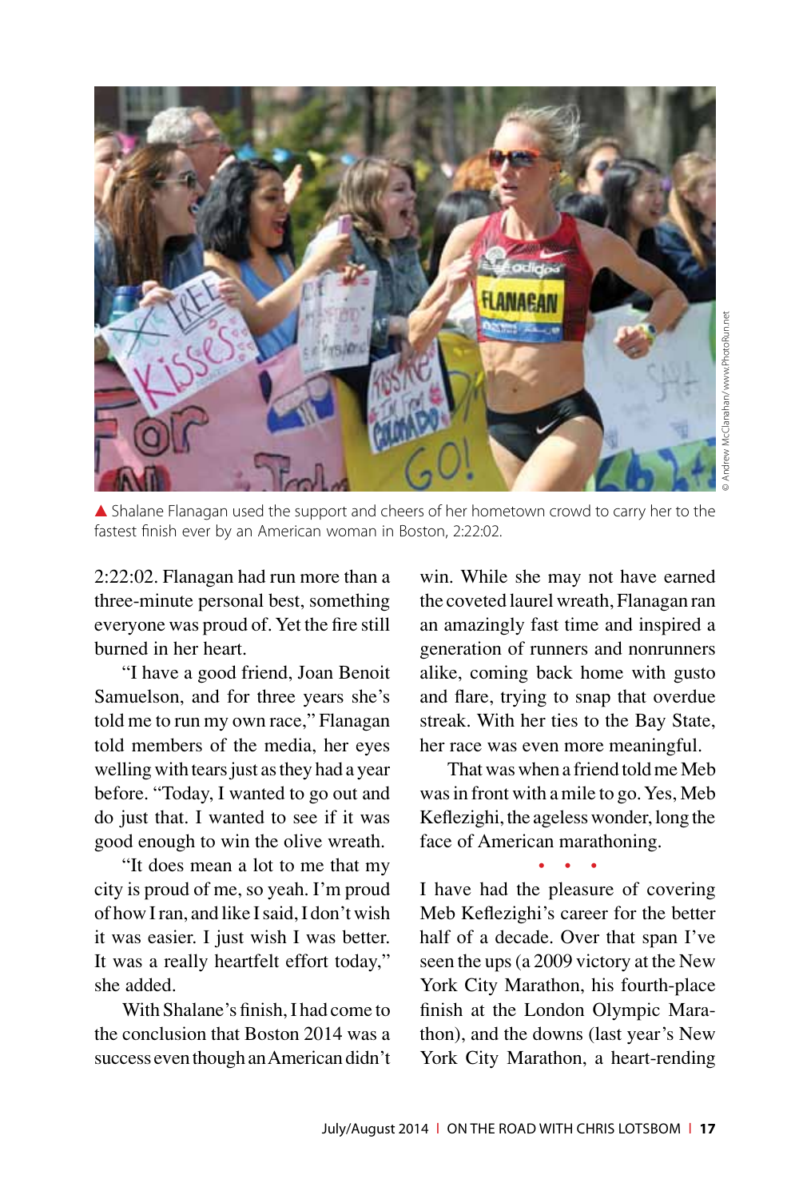▲ Shalane Flanagan used the support and cheers of her hometown crowd to carry her to the fastest finish ever by an American woman in Boston, 2:22:02.

© Andrew McClanahan/www.PhotoRun.net

2:22:02. Flanagan had run more than a three-minute personal best, something everyone was proud of. Yet the fire still burned in her heart.

"I have a good friend, Joan Benoit Samuelson, and for three years she's told me to run my own race," Flanagan told members of the media, her eyes welling with tears just as they had a year before. "Today, I wanted to go out and do just that. I wanted to see if it was good enough to win the olive wreath.

"It does mean a lot to me that my city is proud of me, so yeah. I'm proud of how I ran, and like I said, I don't wish it was easier. I just wish I was better. It was a really heartfelt effort today," she added.

With Shalane's finish, I had come to the conclusion that Boston 2014 was a success even though an American didn't win. While she may not have earned the coveted laurel wreath, Flanagan ran an amazingly fast time and inspired a generation of runners and nonrunners alike, coming back home with gusto and flare, trying to snap that overdue streak. With her ties to the Bay State, her race was even more meaningful.

That was when a friend told me Meb was in front with a mile to go. Yes, Meb Keflezighi, the ageless wonder, long the face of American marathoning.

• • •

I have had the pleasure of covering Meb Keflezighi's career for the better half of a decade. Over that span I've seen the ups (a 2009 victory at the New York City Marathon, his fourth-place finish at the London Olympic Marathon), and the downs (last year's New York City Marathon, a heart-rending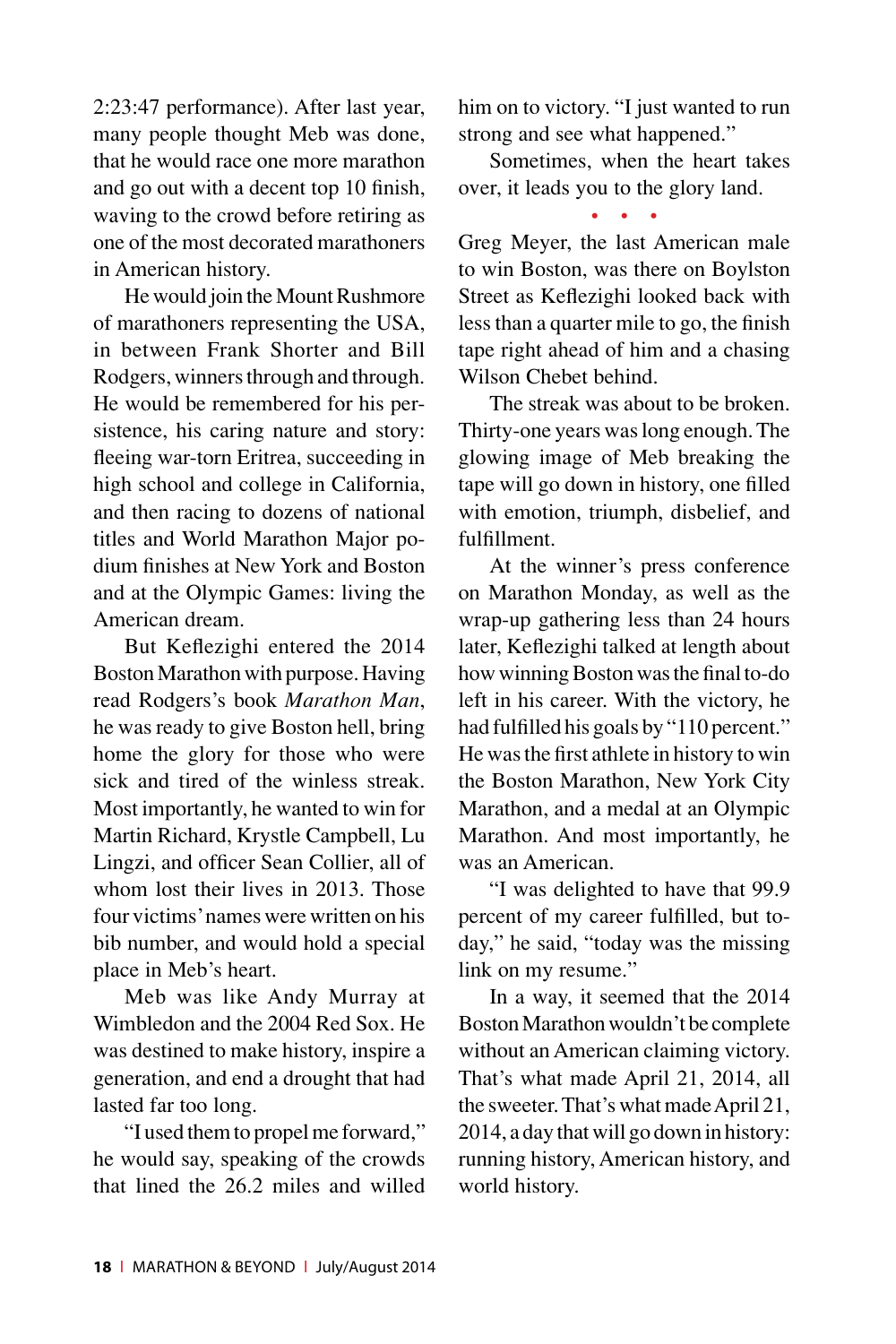2:23:47 performance). After last year, many people thought Meb was done, that he would race one more marathon and go out with a decent top 10 finish, waving to the crowd before retiring as one of the most decorated marathoners in American history.

He would join the Mount Rushmore of marathoners representing the USA, in between Frank Shorter and Bill Rodgers, winners through and through. He would be remembered for his persistence, his caring nature and story: fleeing war-torn Eritrea, succeeding in high school and college in California, and then racing to dozens of national titles and World Marathon Major podium finishes at New York and Boston and at the Olympic Games: living the American dream.

But Keflezighi entered the 2014 Boston Marathon with purpose. Having read Rodgers's book *Marathon Man*, he was ready to give Boston hell, bring home the glory for those who were sick and tired of the winless streak. Most importantly, he wanted to win for Martin Richard, Krystle Campbell, Lu Lingzi, and officer Sean Collier, all of whom lost their lives in 2013. Those four victims' names were written on his bib number, and would hold a special place in Meb's heart.

Meb was like Andy Murray at Wimbledon and the 2004 Red Sox. He was destined to make history, inspire a generation, and end a drought that had lasted far too long.

"I used them to propel me forward," he would say, speaking of the crowds that lined the 26.2 miles and willed him on to victory. "I just wanted to run strong and see what happened."

Sometimes, when the heart takes over, it leads you to the glory land.

• • •

Greg Meyer, the last American male to win Boston, was there on Boylston Street as Keflezighi looked back with less than a quarter mile to go, the finish tape right ahead of him and a chasing Wilson Chebet behind.

The streak was about to be broken. Thirty-one years was long enough. The glowing image of Meb breaking the tape will go down in history, one filled with emotion, triumph, disbelief, and fulfillment.

At the winner's press conference on Marathon Monday, as well as the wrap-up gathering less than 24 hours later, Keflezighi talked at length about how winning Boston was the final to-do left in his career. With the victory, he had fulfilled his goals by "110 percent." He was the first athlete in history to win the Boston Marathon, New York City Marathon, and a medal at an Olympic Marathon. And most importantly, he was an American.

"I was delighted to have that 99.9 percent of my career fulfilled, but today," he said, "today was the missing link on my resume."

In a way, it seemed that the 2014 Boston Marathon wouldn't be complete without an American claiming victory. That's what made April 21, 2014, all the sweeter. That's what made April 21, 2014, a day that will go down in history: running history, American history, and world history.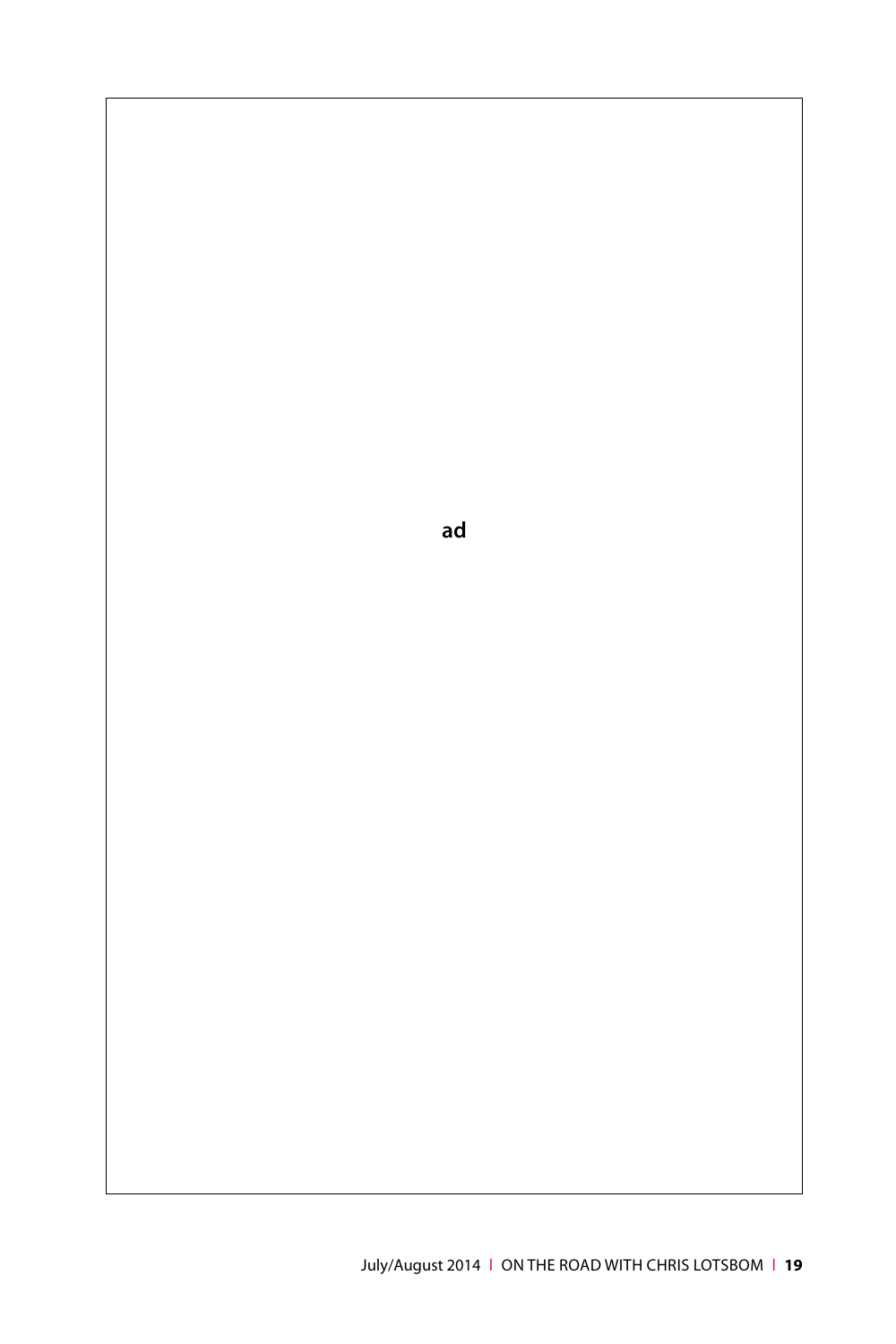ad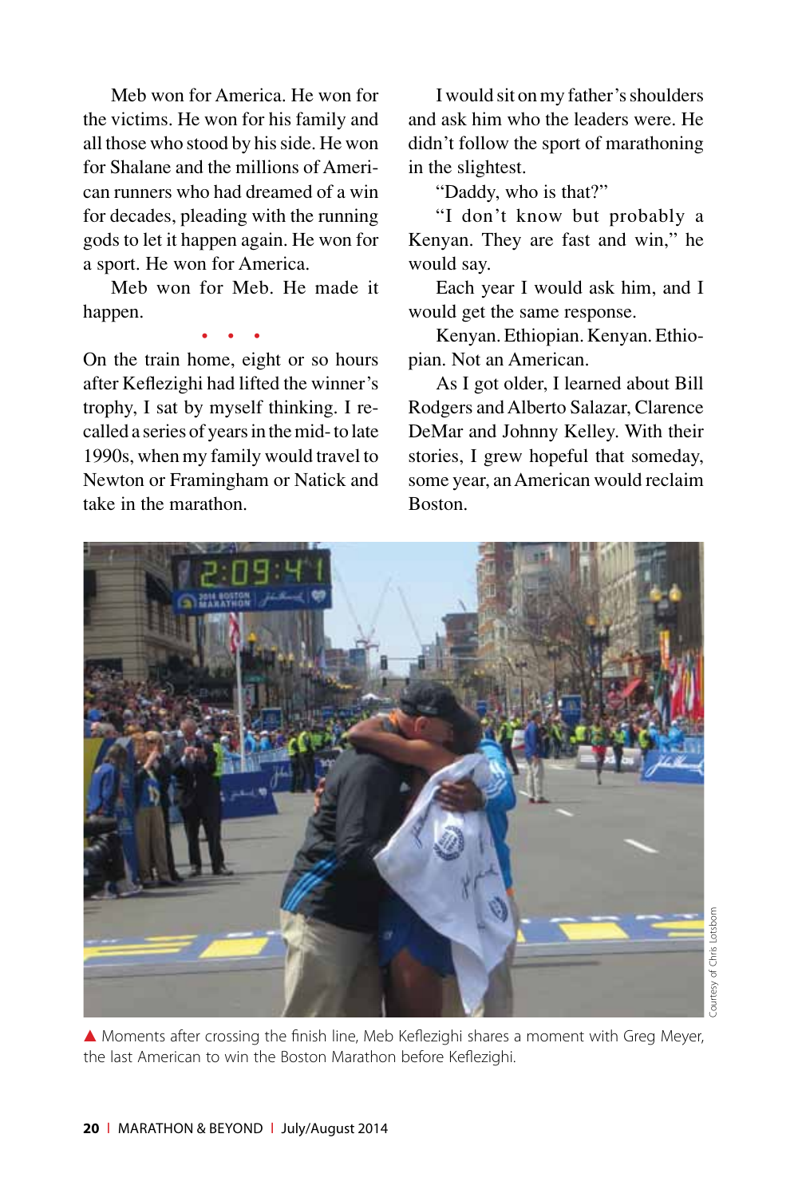Meb won for America. He won for the victims. He won for his family and all those who stood by his side. He won for Shalane and the millions of American runners who had dreamed of a win for decades, pleading with the running gods to let it happen again. He won for a sport. He won for America.

Meb won for Meb. He made it happen.

• • •

On the train home, eight or so hours after Keflezighi had lifted the winner's trophy, I sat by myself thinking. I recalled a series of years in the mid- to late 1990s, when my family would travel to Newton or Framingham or Natick and take in the marathon.

I would sit on my father's shoulders and ask him who the leaders were. He didn't follow the sport of marathoning in the slightest.

"Daddy, who is that?"

"I don't know but probably a Kenyan. They are fast and win," he would say.

Each year I would ask him, and I would get the same response.

Kenyan. Ethiopian. Kenyan. Ethiopian. Not an American.

As I got older, I learned about Bill Rodgers and Alberto Salazar, Clarence DeMar and Johnny Kelley. With their stories, I grew hopeful that someday, some year, an American would reclaim Boston.

▲ Moments after crossing the finish line, Meb Keflezighi shares a moment with Greg Meyer, the last American to win the Boston Marathon before Keflezighi.

Courtesy of Chris Lotsbom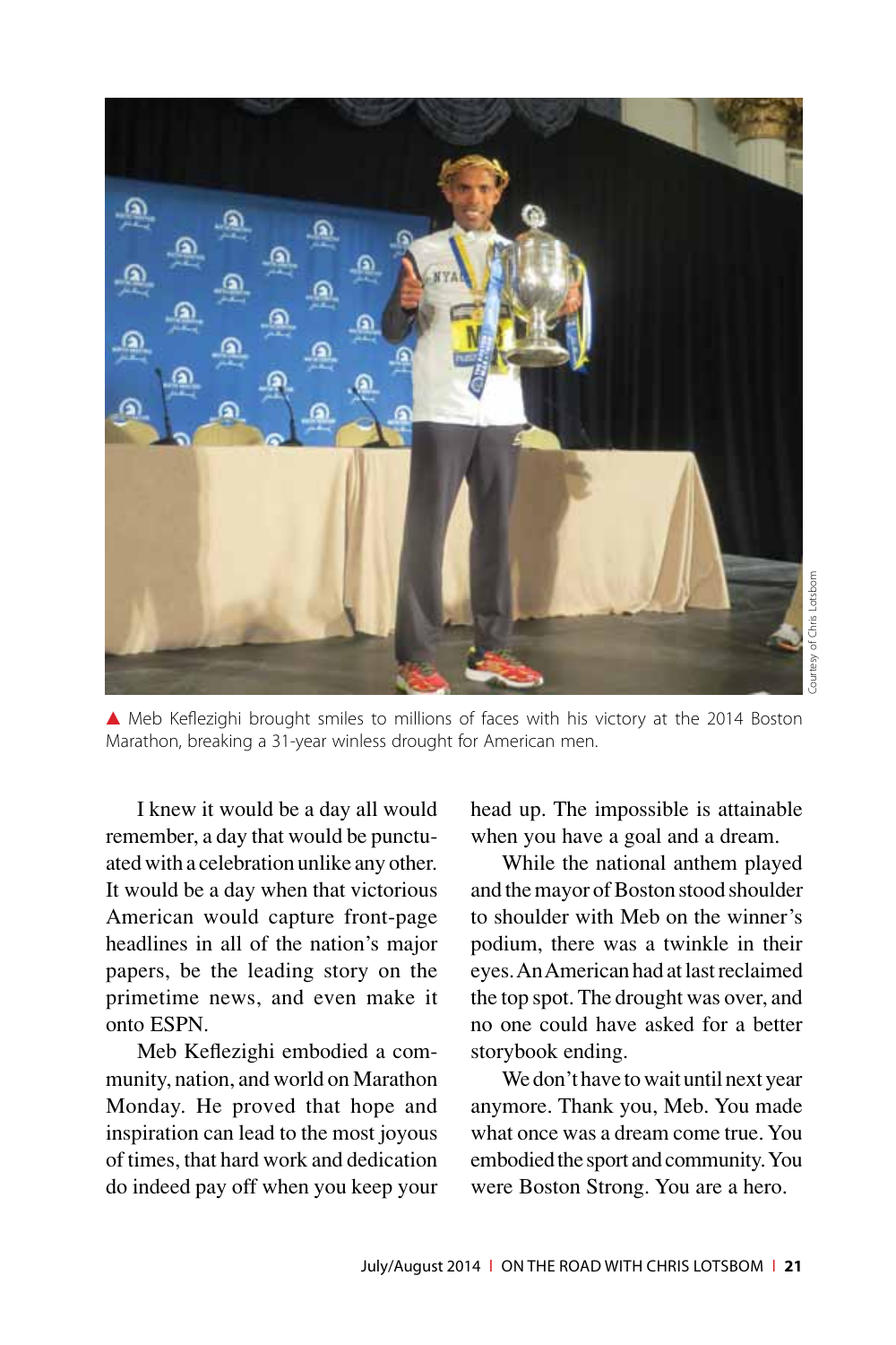▲ Meb Keflezighi brought smiles to millions of faces with his victory at the 2014 Boston Marathon, breaking a 31-year winless drought for American men.

Courtesy of Chris Lotsbom

I knew it would be a day all would remember, a day that would be punctuated with a celebration unlike any other. It would be a day when that victorious American would capture front-page headlines in all of the nation's major papers, be the leading story on the primetime news, and even make it onto ESPN.

Meb Keflezighi embodied a community, nation, and world on Marathon Monday. He proved that hope and inspiration can lead to the most joyous of times, that hard work and dedication do indeed pay off when you keep your head up. The impossible is attainable when you have a goal and a dream.

While the national anthem played and the mayor of Boston stood shoulder to shoulder with Meb on the winner's podium, there was a twinkle in their eyes. An American had at last reclaimed the top spot. The drought was over, and no one could have asked for a better storybook ending.

We don't have to wait until next year anymore. Thank you, Meb. You made what once was a dream come true. You embodied the sport and community. You were Boston Strong. You are a hero.